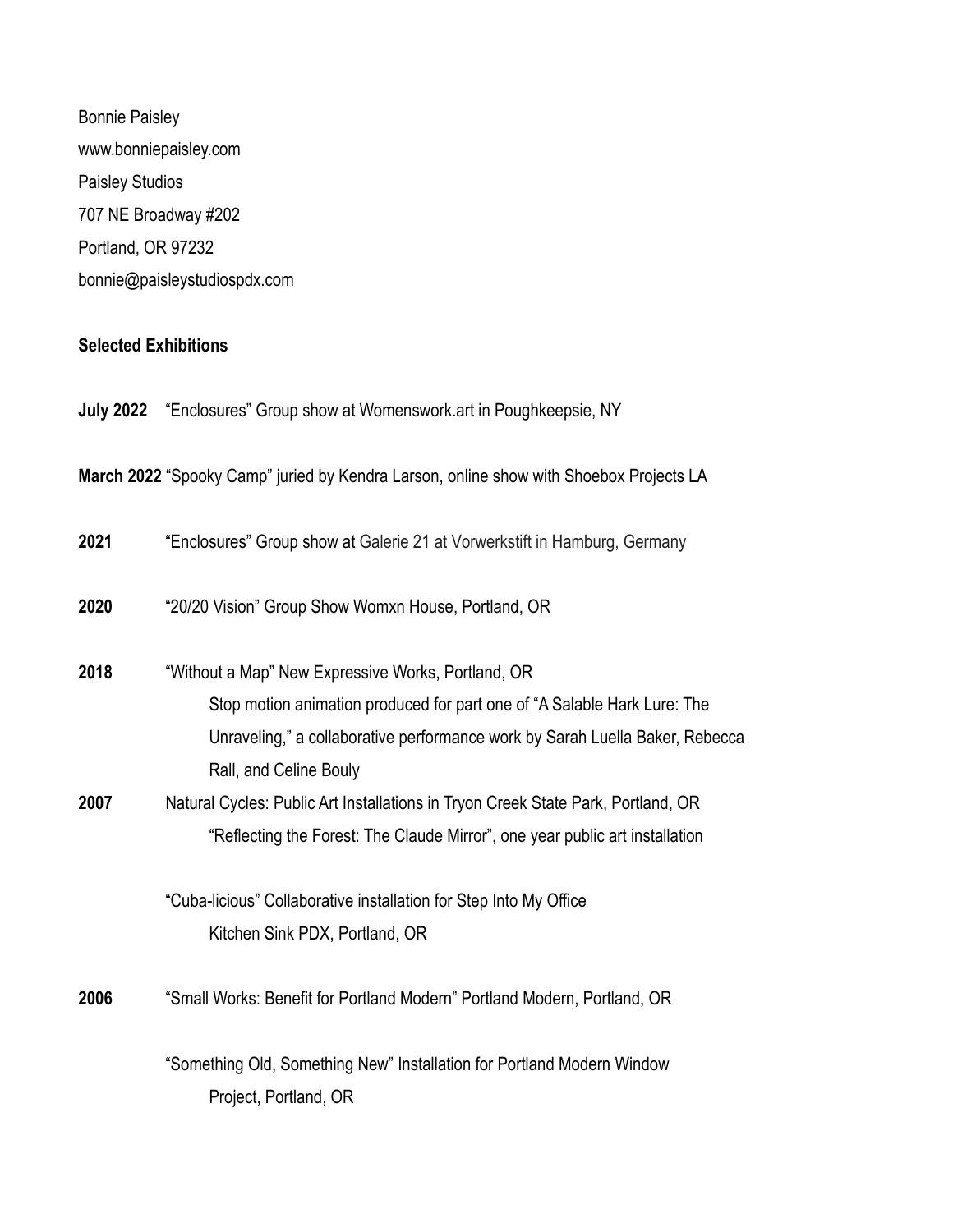Bonnie Paisley

www.bonniepaisley.com

Paisley Studios

707 NE Broadway #202

Portland, OR 97232

bonnie@paisleystudiospdx.com

**Selected Exhibitions**

**July 2022** "Enclosures" Group show at Womenswork.art in Poughkeepsie, NY

**March 2022** "Spooky Camp" juried by Kendra Larson, online show with Shoebox Projects LA

**2021** "Enclosures" Group show at Galerie 21 at Vorwerkstift in Hamburg, Germany

**2020** "20/20 Vision" Group Show Womxn House, Portland, OR

**2018** "Without a Map" New Expressive Works, Portland, OR
Stop motion animation produced for part one of "A Salable Hark Lure: The Unraveling," a collaborative performance work by Sarah Luella Baker, Rebecca Rall, and Celine Bouly

**2007** Natural Cycles: Public Art Installations in Tryon Creek State Park, Portland, OR
"Reflecting the Forest: The Claude Mirror", one year public art installation

"Cuba-licious" Collaborative installation for Step Into My Office
Kitchen Sink PDX, Portland, OR

**2006** "Small Works: Benefit for Portland Modern" Portland Modern, Portland, OR

"Something Old, Something New" Installation for Portland Modern Window Project, Portland, OR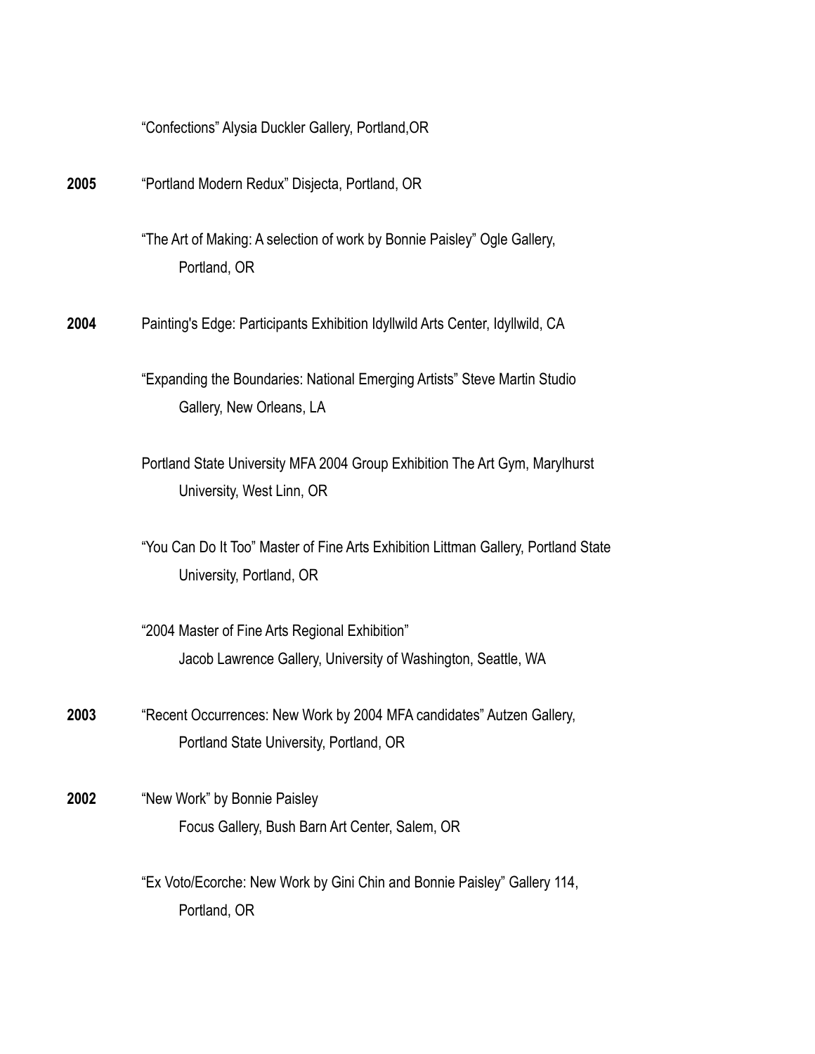"Confections" Alysia Duckler Gallery, Portland,OR

**2005** "Portland Modern Redux" Disjecta, Portland, OR

"The Art of Making: A selection of work by Bonnie Paisley" Ogle Gallery, Portland, OR

**2004** Painting's Edge: Participants Exhibition Idyllwild Arts Center, Idyllwild, CA

"Expanding the Boundaries: National Emerging Artists" Steve Martin Studio Gallery, New Orleans, LA

Portland State University MFA 2004 Group Exhibition The Art Gym, Marylhurst University, West Linn, OR

"You Can Do It Too" Master of Fine Arts Exhibition Littman Gallery, Portland State University, Portland, OR

"2004 Master of Fine Arts Regional Exhibition"
Jacob Lawrence Gallery, University of Washington, Seattle, WA

**2003** "Recent Occurrences: New Work by 2004 MFA candidates" Autzen Gallery, Portland State University, Portland, OR

**2002** "New Work" by Bonnie Paisley
Focus Gallery, Bush Barn Art Center, Salem, OR

"Ex Voto/Ecorche: New Work by Gini Chin and Bonnie Paisley" Gallery 114, Portland, OR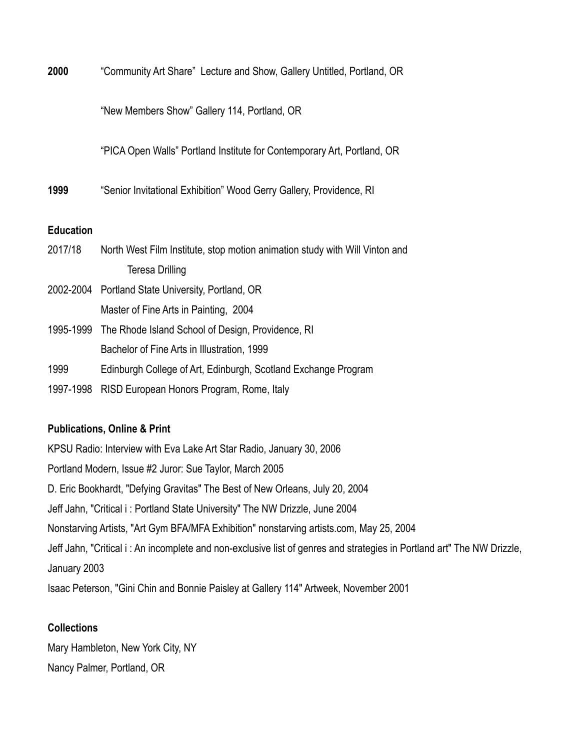**2000** "Community Art Share" Lecture and Show, Gallery Untitled, Portland, OR

"New Members Show" Gallery 114, Portland, OR

"PICA Open Walls" Portland Institute for Contemporary Art, Portland, OR

**1999** "Senior Invitational Exhibition" Wood Gerry Gallery, Providence, RI

**Education**

2017/18 North West Film Institute, stop motion animation study with Will Vinton and Teresa Drilling

2002-2004 Portland State University, Portland, OR
Master of Fine Arts in Painting, 2004

1995-1999 The Rhode Island School of Design, Providence, RI
Bachelor of Fine Arts in Illustration, 1999

1999 Edinburgh College of Art, Edinburgh, Scotland Exchange Program

1997-1998 RISD European Honors Program, Rome, Italy

**Publications, Online & Print**

KPSU Radio: Interview with Eva Lake Art Star Radio, January 30, 2006

Portland Modern, Issue #2 Juror: Sue Taylor, March 2005

D. Eric Bookhardt, "Defying Gravitas" The Best of New Orleans, July 20, 2004

Jeff Jahn, "Critical i : Portland State University" The NW Drizzle, June 2004

Nonstarving Artists, "Art Gym BFA/MFA Exhibition" nonstarving artists.com, May 25, 2004

Jeff Jahn, "Critical i : An incomplete and non-exclusive list of genres and strategies in Portland art" The NW Drizzle, January 2003

Isaac Peterson, "Gini Chin and Bonnie Paisley at Gallery 114" Artweek, November 2001

**Collections**

Mary Hambleton, New York City, NY

Nancy Palmer, Portland, OR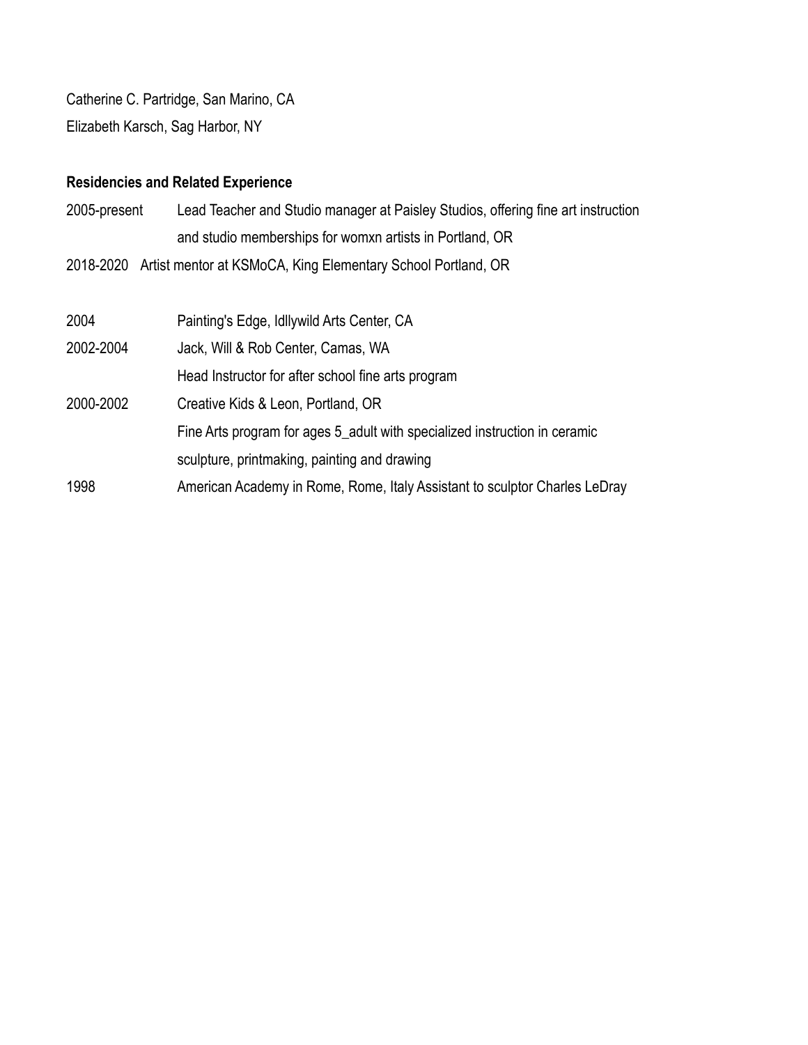Catherine C. Partridge, San Marino, CA

Elizabeth Karsch, Sag Harbor, NY

**Residencies and Related Experience**

2005-present Lead Teacher and Studio manager at Paisley Studios, offering fine art instruction and studio memberships for womxn artists in Portland, OR

2018-2020 Artist mentor at KSMoCA, King Elementary School Portland, OR

2004 Painting's Edge, Idllywild Arts Center, CA

2002-2004 Jack, Will & Rob Center, Camas, WA
Head Instructor for after school fine arts program

2000-2002 Creative Kids & Leon, Portland, OR
Fine Arts program for ages 5_adult with specialized instruction in ceramic sculpture, printmaking, painting and drawing

1998 American Academy in Rome, Rome, Italy Assistant to sculptor Charles LeDray